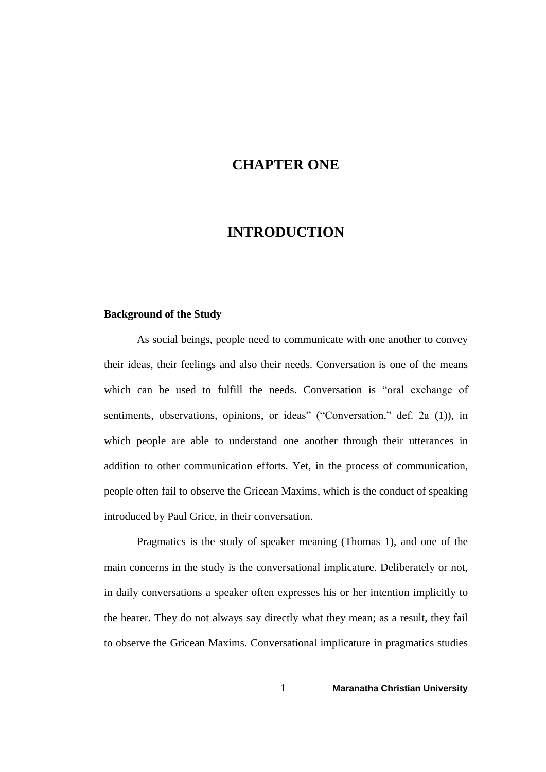# CHAPTER ONE

# INTRODUCTION

**Background of the Study**

As social beings, people need to communicate with one another to convey their ideas, their feelings and also their needs. Conversation is one of the means which can be used to fulfill the needs. Conversation is "oral exchange of sentiments, observations, opinions, or ideas" ("Conversation," def. 2a (1)), in which people are able to understand one another through their utterances in addition to other communication efforts. Yet, in the process of communication, people often fail to observe the Gricean Maxims, which is the conduct of speaking introduced by Paul Grice, in their conversation.

Pragmatics is the study of speaker meaning (Thomas 1), and one of the main concerns in the study is the conversational implicature. Deliberately or not, in daily conversations a speaker often expresses his or her intention implicitly to the hearer. They do not always say directly what they mean; as a result, they fail to observe the Gricean Maxims. Conversational implicature in pragmatics studies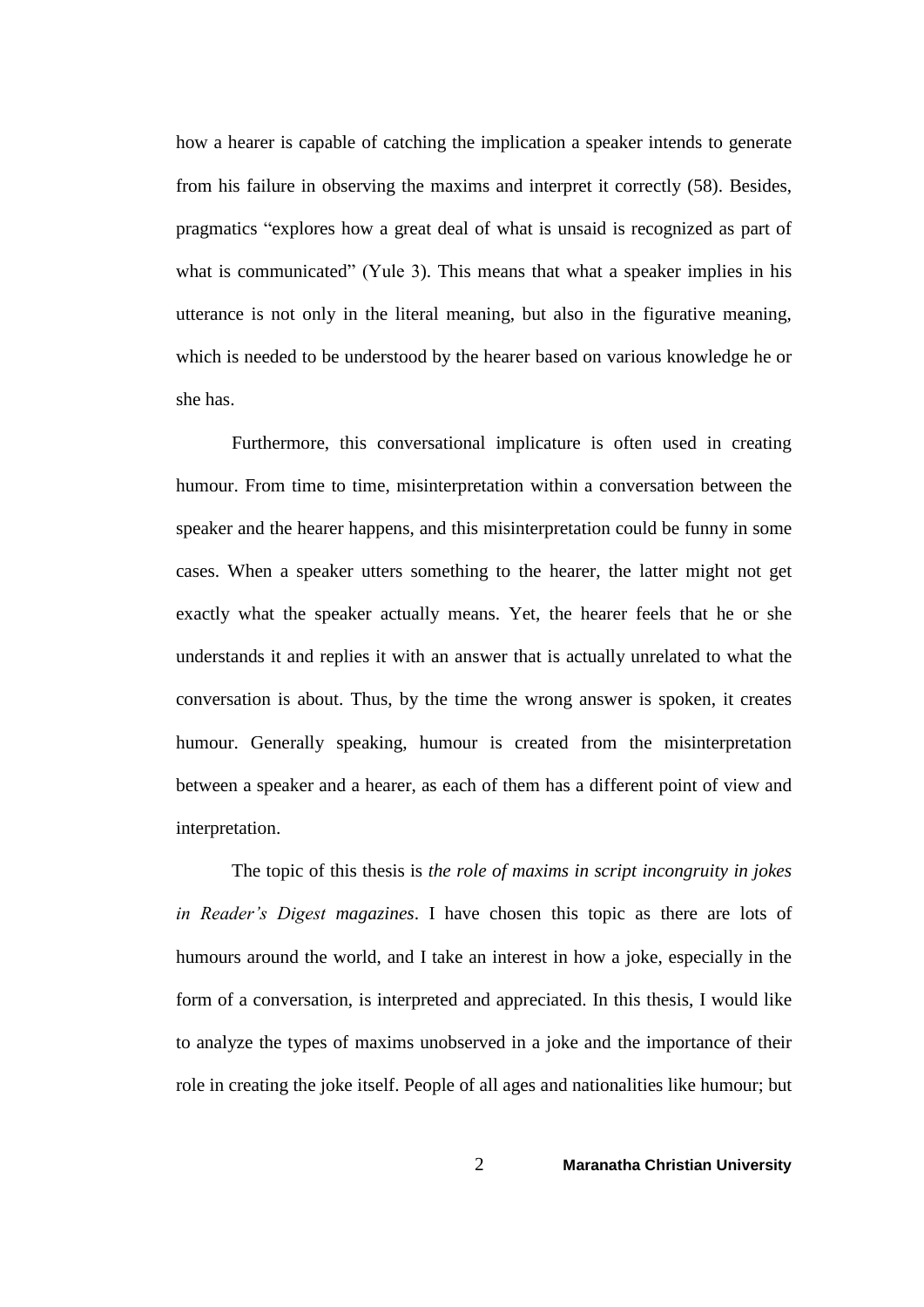how a hearer is capable of catching the implication a speaker intends to generate from his failure in observing the maxims and interpret it correctly (58). Besides, pragmatics "explores how a great deal of what is unsaid is recognized as part of what is communicated" (Yule 3). This means that what a speaker implies in his utterance is not only in the literal meaning, but also in the figurative meaning, which is needed to be understood by the hearer based on various knowledge he or she has.

Furthermore, this conversational implicature is often used in creating humour. From time to time, misinterpretation within a conversation between the speaker and the hearer happens, and this misinterpretation could be funny in some cases. When a speaker utters something to the hearer, the latter might not get exactly what the speaker actually means. Yet, the hearer feels that he or she understands it and replies it with an answer that is actually unrelated to what the conversation is about. Thus, by the time the wrong answer is spoken, it creates humour. Generally speaking, humour is created from the misinterpretation between a speaker and a hearer, as each of them has a different point of view and interpretation.

The topic of this thesis is *the role of maxims in script incongruity in jokes in Reader's Digest magazines*. I have chosen this topic as there are lots of humours around the world, and I take an interest in how a joke, especially in the form of a conversation, is interpreted and appreciated. In this thesis, I would like to analyze the types of maxims unobserved in a joke and the importance of their role in creating the joke itself. People of all ages and nationalities like humour; but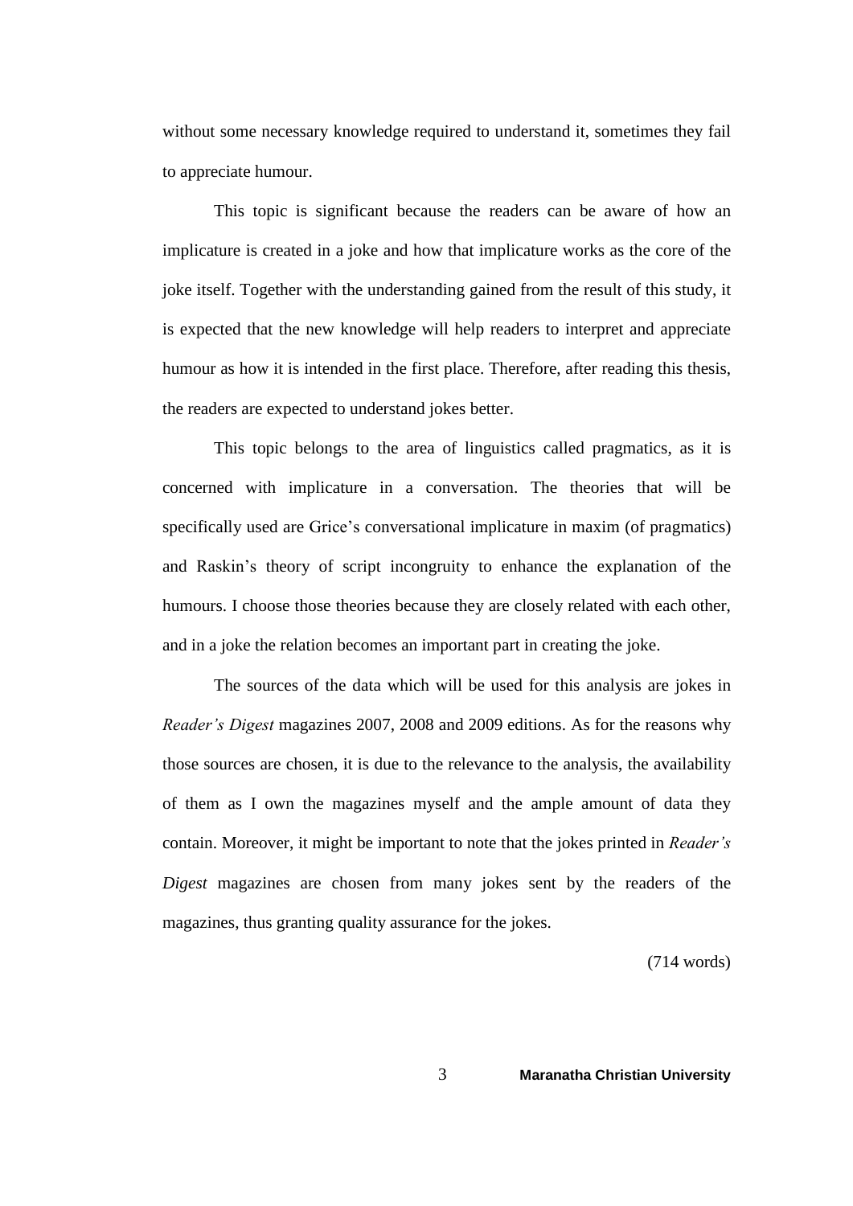without some necessary knowledge required to understand it, sometimes they fail to appreciate humour.

This topic is significant because the readers can be aware of how an implicature is created in a joke and how that implicature works as the core of the joke itself. Together with the understanding gained from the result of this study, it is expected that the new knowledge will help readers to interpret and appreciate humour as how it is intended in the first place. Therefore, after reading this thesis, the readers are expected to understand jokes better.

This topic belongs to the area of linguistics called pragmatics, as it is concerned with implicature in a conversation. The theories that will be specifically used are Grice's conversational implicature in maxim (of pragmatics) and Raskin's theory of script incongruity to enhance the explanation of the humours. I choose those theories because they are closely related with each other, and in a joke the relation becomes an important part in creating the joke.

The sources of the data which will be used for this analysis are jokes in *Reader's Digest* magazines 2007, 2008 and 2009 editions. As for the reasons why those sources are chosen, it is due to the relevance to the analysis, the availability of them as I own the magazines myself and the ample amount of data they contain. Moreover, it might be important to note that the jokes printed in *Reader's Digest* magazines are chosen from many jokes sent by the readers of the magazines, thus granting quality assurance for the jokes.

(714 words)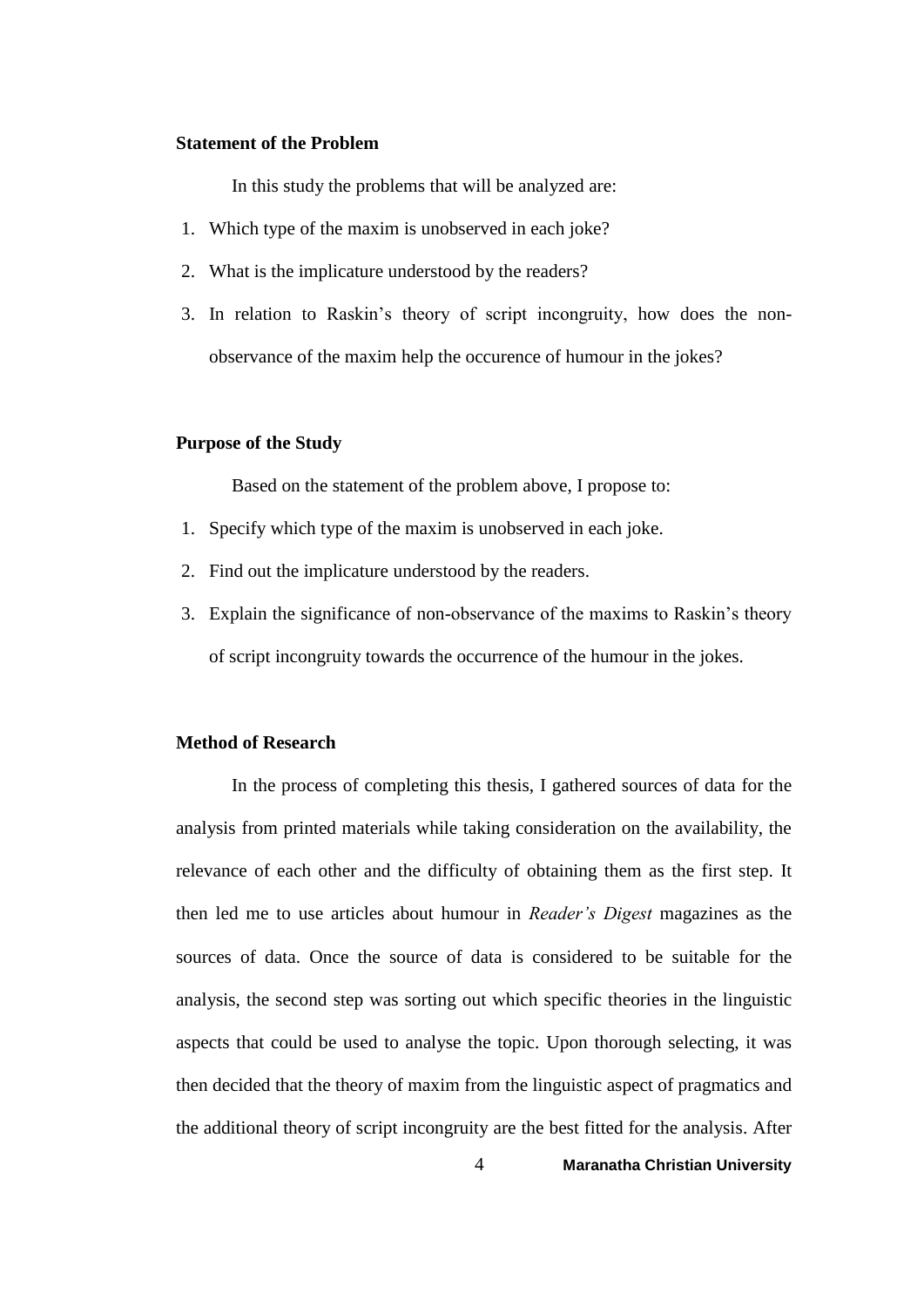### Statement of the Problem

In this study the problems that will be analyzed are:

1. Which type of the maxim is unobserved in each joke?
2. What is the implicature understood by the readers?
3. In relation to Raskin's theory of script incongruity, how does the non-observance of the maxim help the occurence of humour in the jokes?

### Purpose of the Study

Based on the statement of the problem above, I propose to:

1. Specify which type of the maxim is unobserved in each joke.
2. Find out the implicature understood by the readers.
3. Explain the significance of non-observance of the maxims to Raskin's theory of script incongruity towards the occurrence of the humour in the jokes.

### Method of Research

In the process of completing this thesis, I gathered sources of data for the analysis from printed materials while taking consideration on the availability, the relevance of each other and the difficulty of obtaining them as the first step. It then led me to use articles about humour in *Reader's Digest* magazines as the sources of data. Once the source of data is considered to be suitable for the analysis, the second step was sorting out which specific theories in the linguistic aspects that could be used to analyse the topic. Upon thorough selecting, it was then decided that the theory of maxim from the linguistic aspect of pragmatics and the additional theory of script incongruity are the best fitted for the analysis. After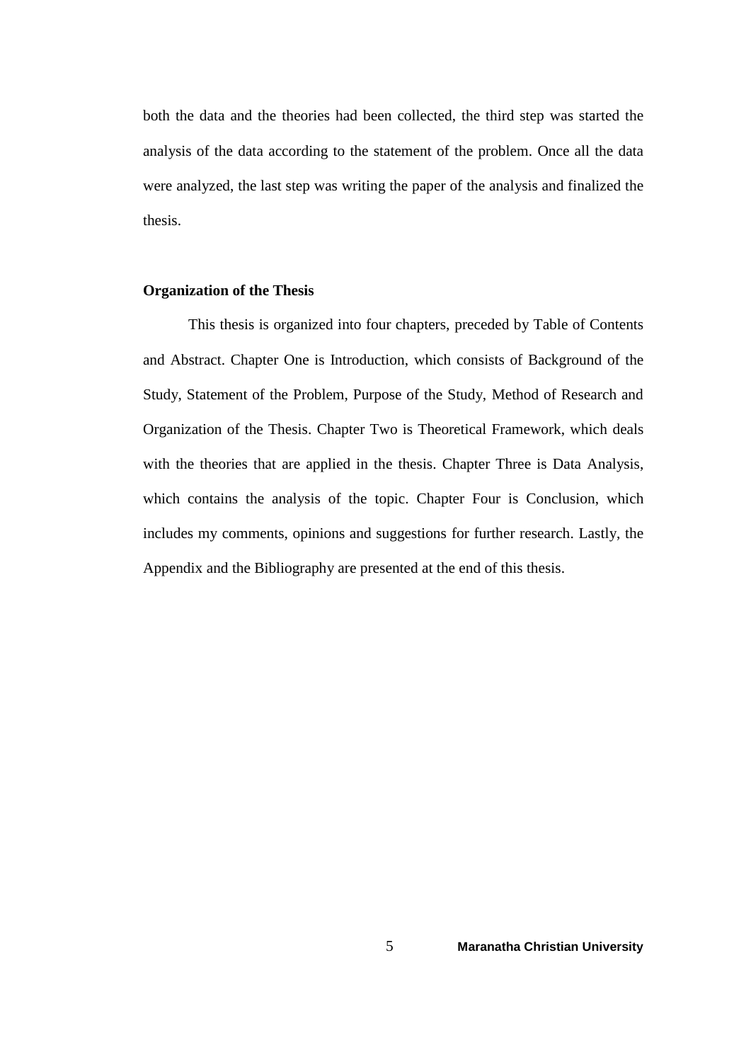both the data and the theories had been collected, the third step was started the analysis of the data according to the statement of the problem. Once all the data were analyzed, the last step was writing the paper of the analysis and finalized the thesis.

### Organization of the Thesis

This thesis is organized into four chapters, preceded by Table of Contents and Abstract. Chapter One is Introduction, which consists of Background of the Study, Statement of the Problem, Purpose of the Study, Method of Research and Organization of the Thesis. Chapter Two is Theoretical Framework, which deals with the theories that are applied in the thesis. Chapter Three is Data Analysis, which contains the analysis of the topic. Chapter Four is Conclusion, which includes my comments, opinions and suggestions for further research. Lastly, the Appendix and the Bibliography are presented at the end of this thesis.